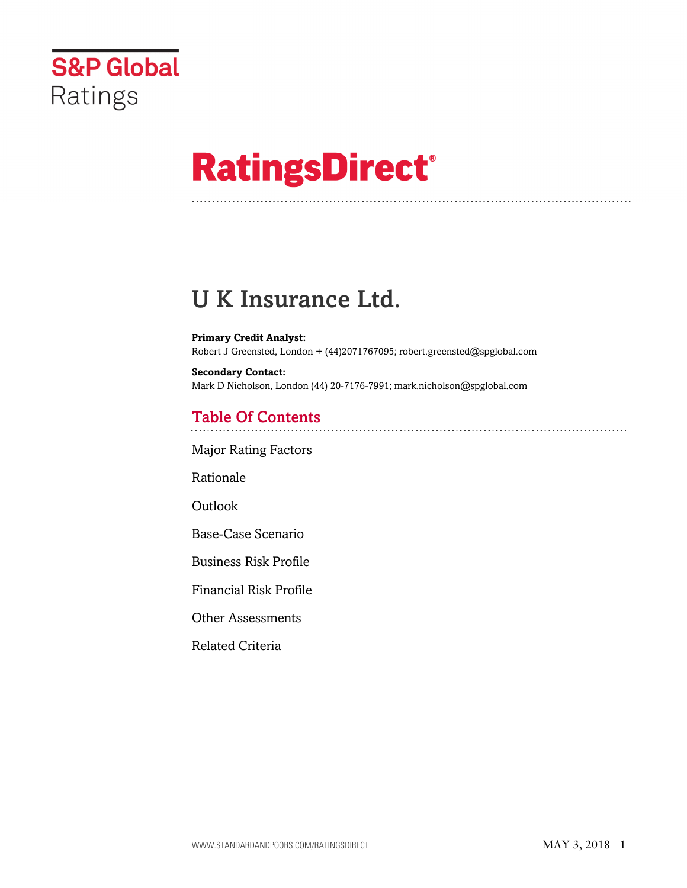S&P Global Ratings

# RatingsDirect®

## U K Insurance Ltd.

**Primary Credit Analyst:**
Robert J Greensted, London + (44)2071767095; robert.greensted@spglobal.com

**Secondary Contact:**
Mark D Nicholson, London (44) 20-7176-7991; mark.nicholson@spglobal.com

## Table Of Contents

Major Rating Factors

Rationale

Outlook

Base-Case Scenario

Business Risk Profile

Financial Risk Profile

Other Assessments

Related Criteria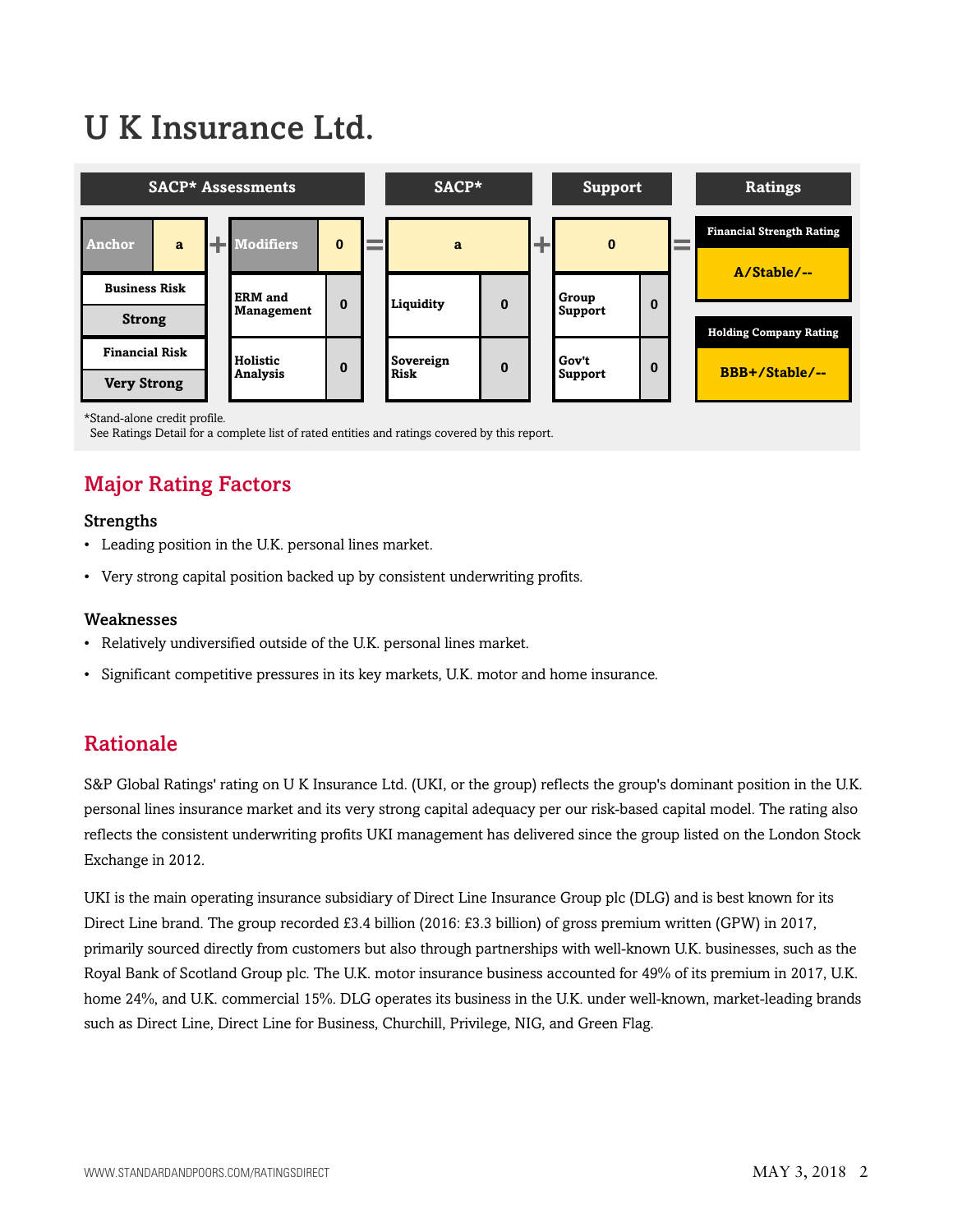# U K Insurance Ltd.

| SACP* Assessments | | | | SACP* | | Support | | Ratings |
|---|---|---|---|---|---|---|---|---|
| Anchor | a | Modifiers | 0 | a | | 0 | | Financial Strength Rating: A/Stable/-- |
| Business Risk: Strong | | ERM and Management | 0 | Liquidity | 0 | Group Support | 0 | |
| Financial Risk: Very Strong | | Holistic Analysis | 0 | Sovereign Risk | 0 | Gov't Support | 0 | Holding Company Rating: BBB+/Stable/-- |

*Stand-alone credit profile.
See Ratings Detail for a complete list of rated entities and ratings covered by this report.

## Major Rating Factors

### Strengths

- Leading position in the U.K. personal lines market.
- Very strong capital position backed up by consistent underwriting profits.

### Weaknesses

- Relatively undiversified outside of the U.K. personal lines market.
- Significant competitive pressures in its key markets, U.K. motor and home insurance.

## Rationale

S&P Global Ratings' rating on U K Insurance Ltd. (UKI, or the group) reflects the group's dominant position in the U.K. personal lines insurance market and its very strong capital adequacy per our risk-based capital model. The rating also reflects the consistent underwriting profits UKI management has delivered since the group listed on the London Stock Exchange in 2012.

UKI is the main operating insurance subsidiary of Direct Line Insurance Group plc (DLG) and is best known for its Direct Line brand. The group recorded £3.4 billion (2016: £3.3 billion) of gross premium written (GPW) in 2017, primarily sourced directly from customers but also through partnerships with well-known U.K. businesses, such as the Royal Bank of Scotland Group plc. The U.K. motor insurance business accounted for 49% of its premium in 2017, U.K. home 24%, and U.K. commercial 15%. DLG operates its business in the U.K. under well-known, market-leading brands such as Direct Line, Direct Line for Business, Churchill, Privilege, NIG, and Green Flag.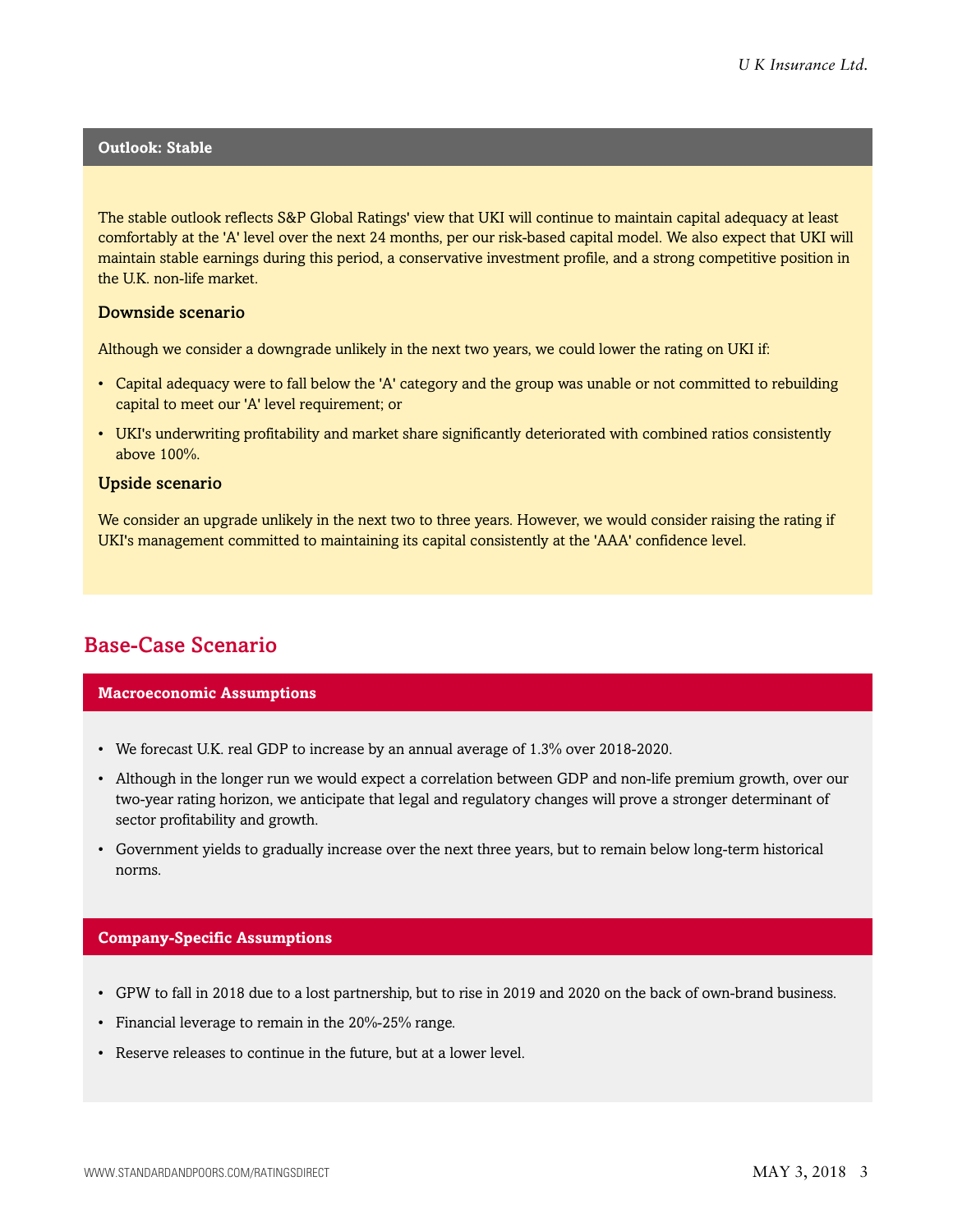### Outlook: Stable

The stable outlook reflects S&P Global Ratings' view that UKI will continue to maintain capital adequacy at least comfortably at the 'A' level over the next 24 months, per our risk-based capital model. We also expect that UKI will maintain stable earnings during this period, a conservative investment profile, and a strong competitive position in the U.K. non-life market.

#### Downside scenario

Although we consider a downgrade unlikely in the next two years, we could lower the rating on UKI if:

- Capital adequacy were to fall below the 'A' category and the group was unable or not committed to rebuilding capital to meet our 'A' level requirement; or
- UKI's underwriting profitability and market share significantly deteriorated with combined ratios consistently above 100%.

#### Upside scenario

We consider an upgrade unlikely in the next two to three years. However, we would consider raising the rating if UKI's management committed to maintaining its capital consistently at the 'AAA' confidence level.

## Base-Case Scenario

### Macroeconomic Assumptions

- We forecast U.K. real GDP to increase by an annual average of 1.3% over 2018-2020.
- Although in the longer run we would expect a correlation between GDP and non-life premium growth, over our two-year rating horizon, we anticipate that legal and regulatory changes will prove a stronger determinant of sector profitability and growth.
- Government yields to gradually increase over the next three years, but to remain below long-term historical norms.

### Company-Specific Assumptions

- GPW to fall in 2018 due to a lost partnership, but to rise in 2019 and 2020 on the back of own-brand business.
- Financial leverage to remain in the 20%-25% range.
- Reserve releases to continue in the future, but at a lower level.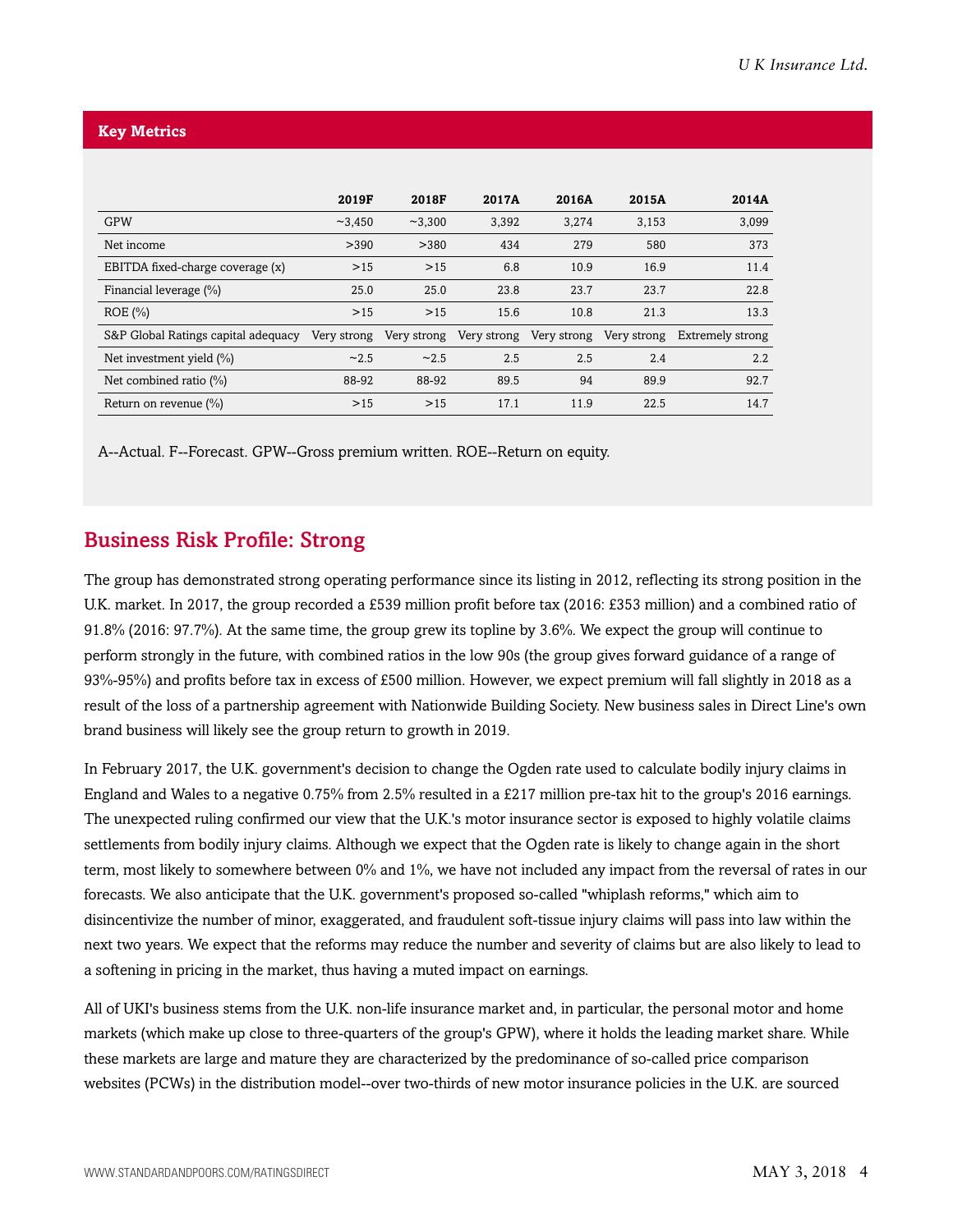### Key Metrics

| | 2019F | 2018F | 2017A | 2016A | 2015A | 2014A |
|---|---|---|---|---|---|---|
| GPW | ~3,450 | ~3,300 | 3,392 | 3,274 | 3,153 | 3,099 |
| Net income | >390 | >380 | 434 | 279 | 580 | 373 |
| EBITDA fixed-charge coverage (x) | >15 | >15 | 6.8 | 10.9 | 16.9 | 11.4 |
| Financial leverage (%) | 25.0 | 25.0 | 23.8 | 23.7 | 23.7 | 22.8 |
| ROE (%) | >15 | >15 | 15.6 | 10.8 | 21.3 | 13.3 |
| S&P Global Ratings capital adequacy | Very strong | Very strong | Very strong | Very strong | Very strong | Extremely strong |
| Net investment yield (%) | ~2.5 | ~2.5 | 2.5 | 2.5 | 2.4 | 2.2 |
| Net combined ratio (%) | 88-92 | 88-92 | 89.5 | 94 | 89.9 | 92.7 |
| Return on revenue (%) | >15 | >15 | 17.1 | 11.9 | 22.5 | 14.7 |

A--Actual. F--Forecast. GPW--Gross premium written. ROE--Return on equity.

## Business Risk Profile: Strong

The group has demonstrated strong operating performance since its listing in 2012, reflecting its strong position in the U.K. market. In 2017, the group recorded a £539 million profit before tax (2016: £353 million) and a combined ratio of 91.8% (2016: 97.7%). At the same time, the group grew its topline by 3.6%. We expect the group will continue to perform strongly in the future, with combined ratios in the low 90s (the group gives forward guidance of a range of 93%-95%) and profits before tax in excess of £500 million. However, we expect premium will fall slightly in 2018 as a result of the loss of a partnership agreement with Nationwide Building Society. New business sales in Direct Line's own brand business will likely see the group return to growth in 2019.

In February 2017, the U.K. government's decision to change the Ogden rate used to calculate bodily injury claims in England and Wales to a negative 0.75% from 2.5% resulted in a £217 million pre-tax hit to the group's 2016 earnings. The unexpected ruling confirmed our view that the U.K.'s motor insurance sector is exposed to highly volatile claims settlements from bodily injury claims. Although we expect that the Ogden rate is likely to change again in the short term, most likely to somewhere between 0% and 1%, we have not included any impact from the reversal of rates in our forecasts. We also anticipate that the U.K. government's proposed so-called "whiplash reforms," which aim to disincentivize the number of minor, exaggerated, and fraudulent soft-tissue injury claims will pass into law within the next two years. We expect that the reforms may reduce the number and severity of claims but are also likely to lead to a softening in pricing in the market, thus having a muted impact on earnings.

All of UKI's business stems from the U.K. non-life insurance market and, in particular, the personal motor and home markets (which make up close to three-quarters of the group's GPW), where it holds the leading market share. While these markets are large and mature they are characterized by the predominance of so-called price comparison websites (PCWs) in the distribution model--over two-thirds of new motor insurance policies in the U.K. are sourced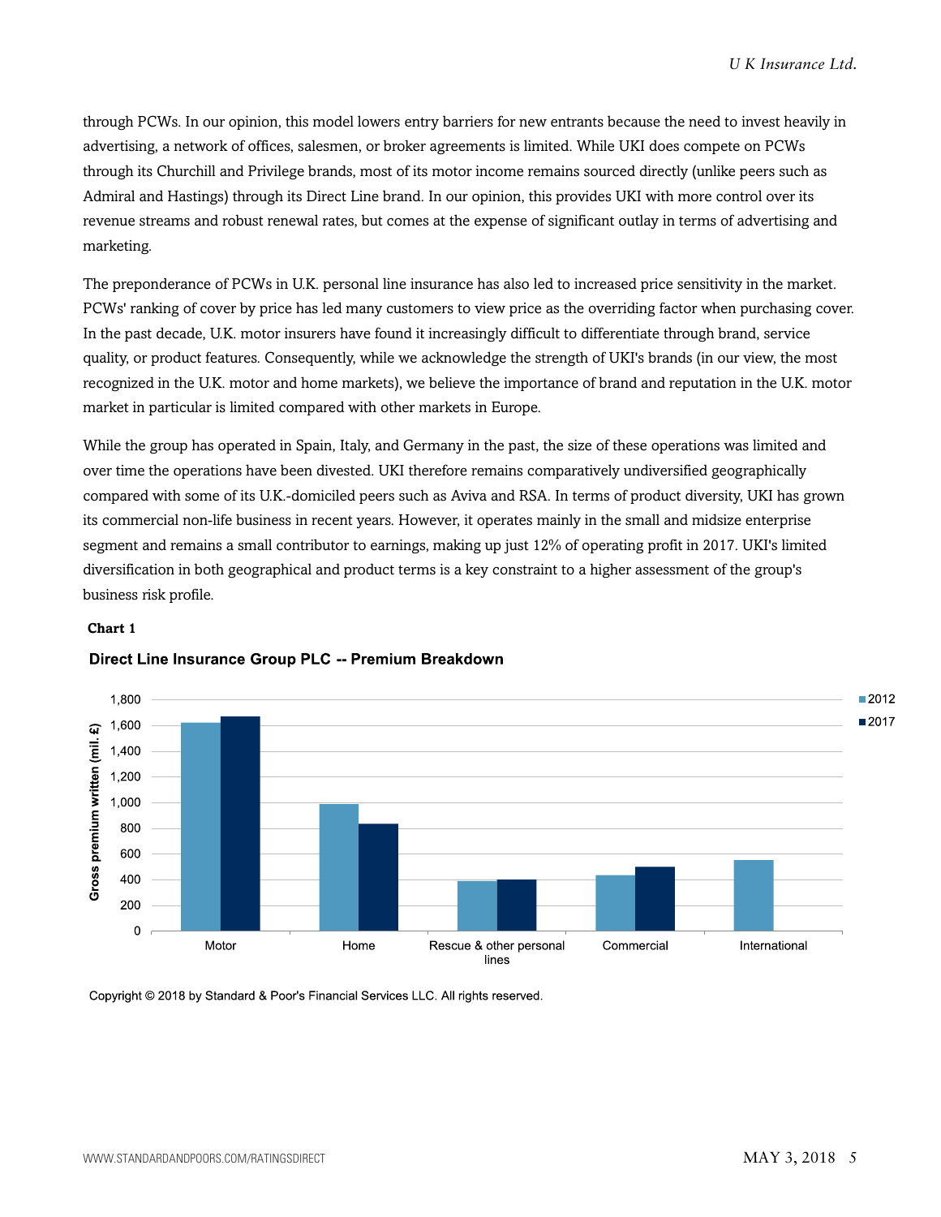through PCWs. In our opinion, this model lowers entry barriers for new entrants because the need to invest heavily in advertising, a network of offices, salesmen, or broker agreements is limited. While UKI does compete on PCWs through its Churchill and Privilege brands, most of its motor income remains sourced directly (unlike peers such as Admiral and Hastings) through its Direct Line brand. In our opinion, this provides UKI with more control over its revenue streams and robust renewal rates, but comes at the expense of significant outlay in terms of advertising and marketing.

The preponderance of PCWs in U.K. personal line insurance has also led to increased price sensitivity in the market. PCWs' ranking of cover by price has led many customers to view price as the overriding factor when purchasing cover. In the past decade, U.K. motor insurers have found it increasingly difficult to differentiate through brand, service quality, or product features. Consequently, while we acknowledge the strength of UKI's brands (in our view, the most recognized in the U.K. motor and home markets), we believe the importance of brand and reputation in the U.K. motor market in particular is limited compared with other markets in Europe.

While the group has operated in Spain, Italy, and Germany in the past, the size of these operations was limited and over time the operations have been divested. UKI therefore remains comparatively undiversified geographically compared with some of its U.K.-domiciled peers such as Aviva and RSA. In terms of product diversity, UKI has grown its commercial non-life business in recent years. However, it operates mainly in the small and midsize enterprise segment and remains a small contributor to earnings, making up just 12% of operating profit in 2017. UKI's limited diversification in both geographical and product terms is a key constraint to a higher assessment of the group's business risk profile.

**Chart 1**

**Direct Line Insurance Group PLC -- Premium Breakdown**

Gross premium written (mil. £)

| | 2012 | 2017 |
|---|---|---|
| Motor | ~1,620 | ~1,670 |
| Home | ~990 | ~830 |
| Rescue & other personal lines | ~390 | ~400 |
| Commercial | ~430 | ~500 |
| International | ~550 | |

Copyright © 2018 by Standard & Poor's Financial Services LLC. All rights reserved.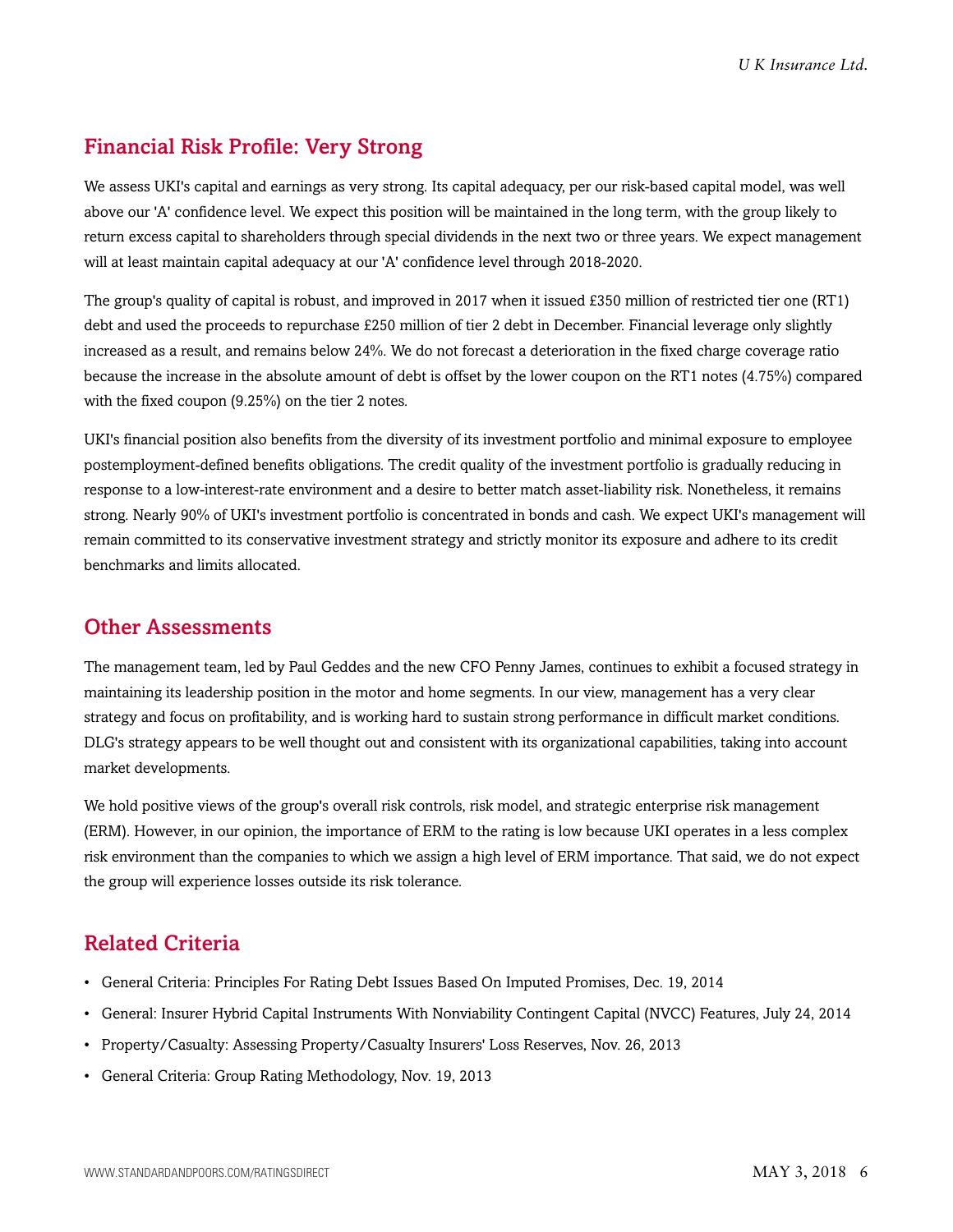## Financial Risk Profile: Very Strong

We assess UKI's capital and earnings as very strong. Its capital adequacy, per our risk-based capital model, was well above our 'A' confidence level. We expect this position will be maintained in the long term, with the group likely to return excess capital to shareholders through special dividends in the next two or three years. We expect management will at least maintain capital adequacy at our 'A' confidence level through 2018-2020.

The group's quality of capital is robust, and improved in 2017 when it issued £350 million of restricted tier one (RT1) debt and used the proceeds to repurchase £250 million of tier 2 debt in December. Financial leverage only slightly increased as a result, and remains below 24%. We do not forecast a deterioration in the fixed charge coverage ratio because the increase in the absolute amount of debt is offset by the lower coupon on the RT1 notes (4.75%) compared with the fixed coupon (9.25%) on the tier 2 notes.

UKI's financial position also benefits from the diversity of its investment portfolio and minimal exposure to employee postemployment-defined benefits obligations. The credit quality of the investment portfolio is gradually reducing in response to a low-interest-rate environment and a desire to better match asset-liability risk. Nonetheless, it remains strong. Nearly 90% of UKI's investment portfolio is concentrated in bonds and cash. We expect UKI's management will remain committed to its conservative investment strategy and strictly monitor its exposure and adhere to its credit benchmarks and limits allocated.

## Other Assessments

The management team, led by Paul Geddes and the new CFO Penny James, continues to exhibit a focused strategy in maintaining its leadership position in the motor and home segments. In our view, management has a very clear strategy and focus on profitability, and is working hard to sustain strong performance in difficult market conditions. DLG's strategy appears to be well thought out and consistent with its organizational capabilities, taking into account market developments.

We hold positive views of the group's overall risk controls, risk model, and strategic enterprise risk management (ERM). However, in our opinion, the importance of ERM to the rating is low because UKI operates in a less complex risk environment than the companies to which we assign a high level of ERM importance. That said, we do not expect the group will experience losses outside its risk tolerance.

## Related Criteria

- General Criteria: Principles For Rating Debt Issues Based On Imputed Promises, Dec. 19, 2014
- General: Insurer Hybrid Capital Instruments With Nonviability Contingent Capital (NVCC) Features, July 24, 2014
- Property/Casualty: Assessing Property/Casualty Insurers' Loss Reserves, Nov. 26, 2013
- General Criteria: Group Rating Methodology, Nov. 19, 2013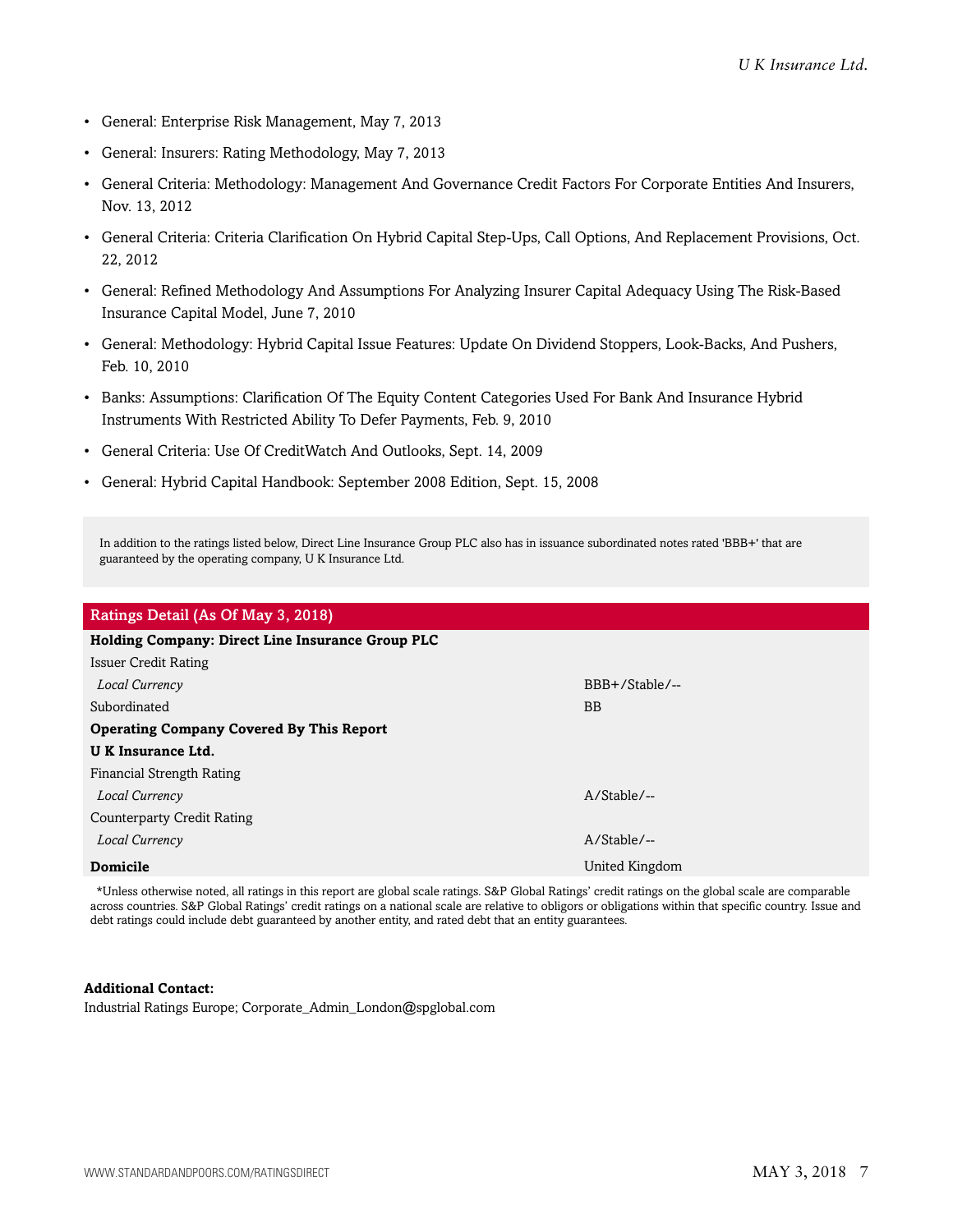- General: Enterprise Risk Management, May 7, 2013
- General: Insurers: Rating Methodology, May 7, 2013
- General Criteria: Methodology: Management And Governance Credit Factors For Corporate Entities And Insurers, Nov. 13, 2012
- General Criteria: Criteria Clarification On Hybrid Capital Step-Ups, Call Options, And Replacement Provisions, Oct. 22, 2012
- General: Refined Methodology And Assumptions For Analyzing Insurer Capital Adequacy Using The Risk-Based Insurance Capital Model, June 7, 2010
- General: Methodology: Hybrid Capital Issue Features: Update On Dividend Stoppers, Look-Backs, And Pushers, Feb. 10, 2010
- Banks: Assumptions: Clarification Of The Equity Content Categories Used For Bank And Insurance Hybrid Instruments With Restricted Ability To Defer Payments, Feb. 9, 2010
- General Criteria: Use Of CreditWatch And Outlooks, Sept. 14, 2009
- General: Hybrid Capital Handbook: September 2008 Edition, Sept. 15, 2008

In addition to the ratings listed below, Direct Line Insurance Group PLC also has in issuance subordinated notes rated 'BBB+' that are guaranteed by the operating company, U K Insurance Ltd.

| Ratings Detail (As Of May 3, 2018) | |
|---|---|
| **Holding Company: Direct Line Insurance Group PLC** | |
| Issuer Credit Rating | |
| *Local Currency* | BBB+/Stable/-- |
| Subordinated | BB |
| **Operating Company Covered By This Report** | |
| **U K Insurance Ltd.** | |
| Financial Strength Rating | |
| *Local Currency* | A/Stable/-- |
| Counterparty Credit Rating | |
| *Local Currency* | A/Stable/-- |
| **Domicile** | United Kingdom |

*Unless otherwise noted, all ratings in this report are global scale ratings. S&P Global Ratings' credit ratings on the global scale are comparable across countries. S&P Global Ratings' credit ratings on a national scale are relative to obligors or obligations within that specific country. Issue and debt ratings could include debt guaranteed by another entity, and rated debt that an entity guarantees.

**Additional Contact:**
Industrial Ratings Europe; Corporate_Admin_London@spglobal.com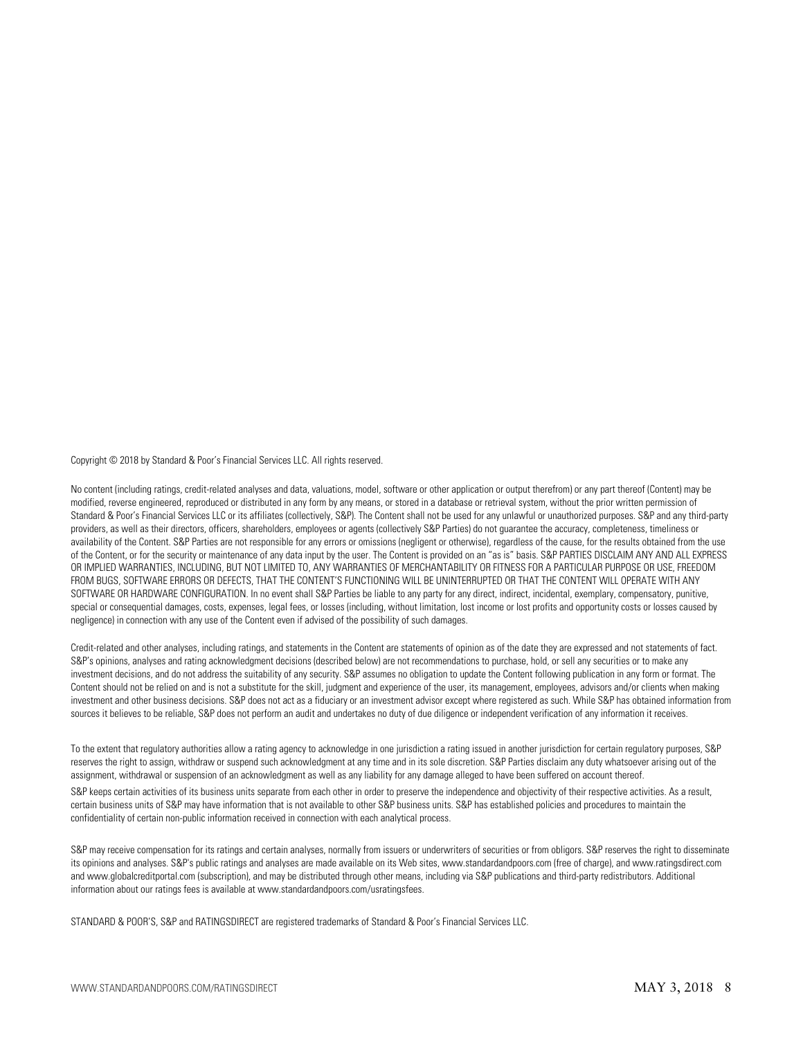Copyright © 2018 by Standard & Poor's Financial Services LLC. All rights reserved.

No content (including ratings, credit-related analyses and data, valuations, model, software or other application or output therefrom) or any part thereof (Content) may be modified, reverse engineered, reproduced or distributed in any form by any means, or stored in a database or retrieval system, without the prior written permission of Standard & Poor's Financial Services LLC or its affiliates (collectively, S&P). The Content shall not be used for any unlawful or unauthorized purposes. S&P and any third-party providers, as well as their directors, officers, shareholders, employees or agents (collectively S&P Parties) do not guarantee the accuracy, completeness, timeliness or availability of the Content. S&P Parties are not responsible for any errors or omissions (negligent or otherwise), regardless of the cause, for the results obtained from the use of the Content, or for the security or maintenance of any data input by the user. The Content is provided on an "as is" basis. S&P PARTIES DISCLAIM ANY AND ALL EXPRESS OR IMPLIED WARRANTIES, INCLUDING, BUT NOT LIMITED TO, ANY WARRANTIES OF MERCHANTABILITY OR FITNESS FOR A PARTICULAR PURPOSE OR USE, FREEDOM FROM BUGS, SOFTWARE ERRORS OR DEFECTS, THAT THE CONTENT'S FUNCTIONING WILL BE UNINTERRUPTED OR THAT THE CONTENT WILL OPERATE WITH ANY SOFTWARE OR HARDWARE CONFIGURATION. In no event shall S&P Parties be liable to any party for any direct, indirect, incidental, exemplary, compensatory, punitive, special or consequential damages, costs, expenses, legal fees, or losses (including, without limitation, lost income or lost profits and opportunity costs or losses caused by negligence) in connection with any use of the Content even if advised of the possibility of such damages.

Credit-related and other analyses, including ratings, and statements in the Content are statements of opinion as of the date they are expressed and not statements of fact. S&P's opinions, analyses and rating acknowledgment decisions (described below) are not recommendations to purchase, hold, or sell any securities or to make any investment decisions, and do not address the suitability of any security. S&P assumes no obligation to update the Content following publication in any form or format. The Content should not be relied on and is not a substitute for the skill, judgment and experience of the user, its management, employees, advisors and/or clients when making investment and other business decisions. S&P does not act as a fiduciary or an investment advisor except where registered as such. While S&P has obtained information from sources it believes to be reliable, S&P does not perform an audit and undertakes no duty of due diligence or independent verification of any information it receives.

To the extent that regulatory authorities allow a rating agency to acknowledge in one jurisdiction a rating issued in another jurisdiction for certain regulatory purposes, S&P reserves the right to assign, withdraw or suspend such acknowledgment at any time and in its sole discretion. S&P Parties disclaim any duty whatsoever arising out of the assignment, withdrawal or suspension of an acknowledgment as well as any liability for any damage alleged to have been suffered on account thereof.

S&P keeps certain activities of its business units separate from each other in order to preserve the independence and objectivity of their respective activities. As a result, certain business units of S&P may have information that is not available to other S&P business units. S&P has established policies and procedures to maintain the confidentiality of certain non-public information received in connection with each analytical process.

S&P may receive compensation for its ratings and certain analyses, normally from issuers or underwriters of securities or from obligors. S&P reserves the right to disseminate its opinions and analyses. S&P's public ratings and analyses are made available on its Web sites, www.standardandpoors.com (free of charge), and www.ratingsdirect.com and www.globalcreditportal.com (subscription), and may be distributed through other means, including via S&P publications and third-party redistributors. Additional information about our ratings fees is available at www.standardandpoors.com/usratingsfees.

STANDARD & POOR'S, S&P and RATINGSDIRECT are registered trademarks of Standard & Poor's Financial Services LLC.